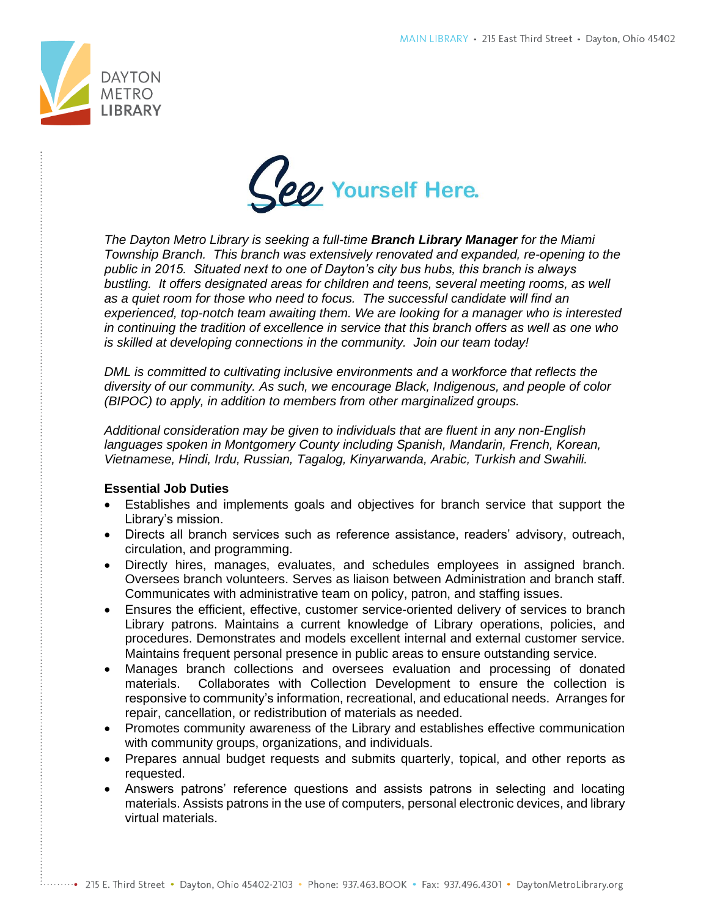# See Yourself Here.

*The Dayton Metro Library is seeking a full-time **Branch Library Manager** for the Miami Township Branch. This branch was extensively renovated and expanded, re-opening to the public in 2015. Situated next to one of Dayton's city bus hubs, this branch is always bustling. It offers designated areas for children and teens, several meeting rooms, as well as a quiet room for those who need to focus. The successful candidate will find an experienced, top-notch team awaiting them. We are looking for a manager who is interested in continuing the tradition of excellence in service that this branch offers as well as one who is skilled at developing connections in the community. Join our team today!*

*DML is committed to cultivating inclusive environments and a workforce that reflects the diversity of our community. As such, we encourage Black, Indigenous, and people of color (BIPOC) to apply, in addition to members from other marginalized groups.*

*Additional consideration may be given to individuals that are fluent in any non-English languages spoken in Montgomery County including Spanish, Mandarin, French, Korean, Vietnamese, Hindi, Irdu, Russian, Tagalog, Kinyarwanda, Arabic, Turkish and Swahili.*

**Essential Job Duties**

- Establishes and implements goals and objectives for branch service that support the Library's mission.
- Directs all branch services such as reference assistance, readers' advisory, outreach, circulation, and programming.
- Directly hires, manages, evaluates, and schedules employees in assigned branch. Oversees branch volunteers. Serves as liaison between Administration and branch staff. Communicates with administrative team on policy, patron, and staffing issues.
- Ensures the efficient, effective, customer service-oriented delivery of services to branch Library patrons. Maintains a current knowledge of Library operations, policies, and procedures. Demonstrates and models excellent internal and external customer service. Maintains frequent personal presence in public areas to ensure outstanding service.
- Manages branch collections and oversees evaluation and processing of donated materials. Collaborates with Collection Development to ensure the collection is responsive to community's information, recreational, and educational needs. Arranges for repair, cancellation, or redistribution of materials as needed.
- Promotes community awareness of the Library and establishes effective communication with community groups, organizations, and individuals.
- Prepares annual budget requests and submits quarterly, topical, and other reports as requested.
- Answers patrons' reference questions and assists patrons in selecting and locating materials. Assists patrons in the use of computers, personal electronic devices, and library virtual materials.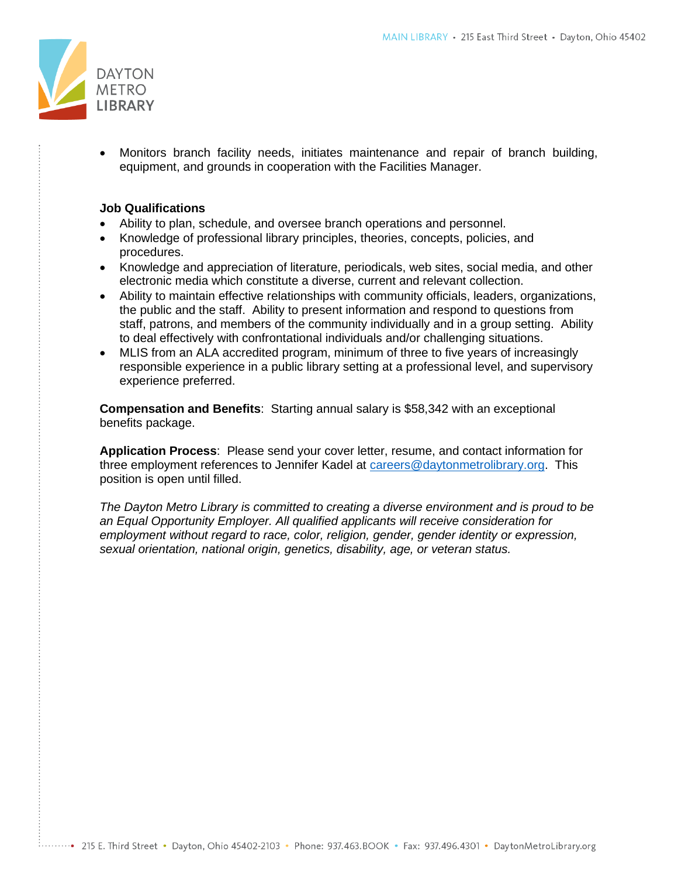- Monitors branch facility needs, initiates maintenance and repair of branch building, equipment, and grounds in cooperation with the Facilities Manager.

**Job Qualifications**

- Ability to plan, schedule, and oversee branch operations and personnel.
- Knowledge of professional library principles, theories, concepts, policies, and procedures.
- Knowledge and appreciation of literature, periodicals, web sites, social media, and other electronic media which constitute a diverse, current and relevant collection.
- Ability to maintain effective relationships with community officials, leaders, organizations, the public and the staff. Ability to present information and respond to questions from staff, patrons, and members of the community individually and in a group setting. Ability to deal effectively with confrontational individuals and/or challenging situations.
- MLIS from an ALA accredited program, minimum of three to five years of increasingly responsible experience in a public library setting at a professional level, and supervisory experience preferred.

**Compensation and Benefits**: Starting annual salary is $58,342 with an exceptional benefits package.

**Application Process**: Please send your cover letter, resume, and contact information for three employment references to Jennifer Kadel at careers@daytonmetrolibrary.org. This position is open until filled.

*The Dayton Metro Library is committed to creating a diverse environment and is proud to be an Equal Opportunity Employer. All qualified applicants will receive consideration for employment without regard to race, color, religion, gender, gender identity or expression, sexual orientation, national origin, genetics, disability, age, or veteran status.*